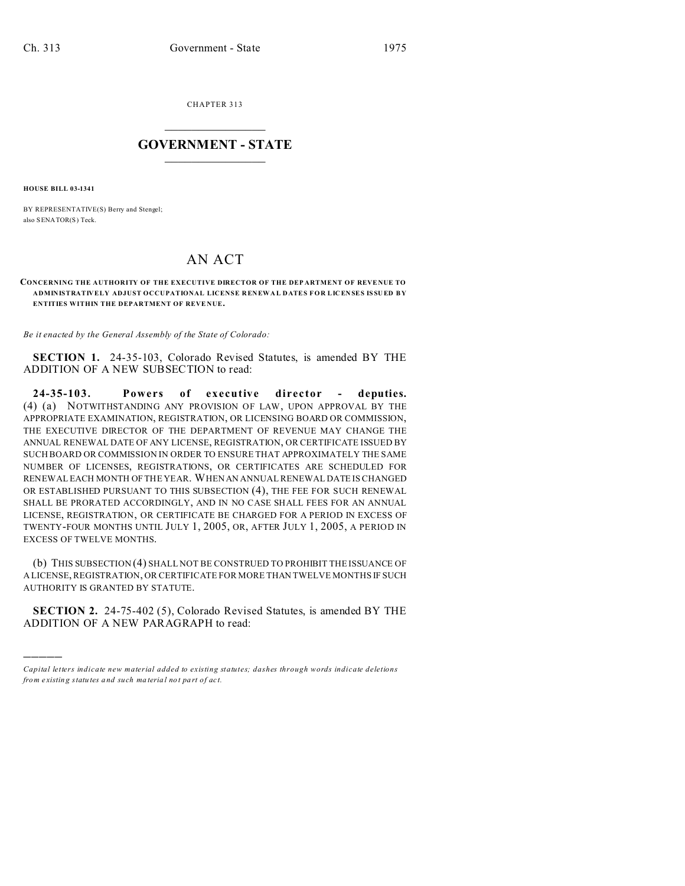CHAPTER 313

# GOVERNMENT - STATE

**HOUSE BILL 03-1341**

BY REPRESENTATIVE(S) Berry and Stengel;
also SENATOR(S) Teck.

# AN ACT

**CONCERNING THE AUTHORITY OF THE EXECUTIVE DIRECTOR OF THE DEPARTMENT OF REVENUE TO ADMINISTRATIVELY ADJUST OCCUPATIONAL LICENSE RENEWAL DATES FOR LICENSES ISSUED BY ENTITIES WITHIN THE DEPARTMENT OF REVENUE.**

*Be it enacted by the General Assembly of the State of Colorado:*

**SECTION 1.** 24-35-103, Colorado Revised Statutes, is amended BY THE ADDITION OF A NEW SUBSECTION to read:

**24-35-103. Powers of executive director - deputies.** (4) (a) NOTWITHSTANDING ANY PROVISION OF LAW, UPON APPROVAL BY THE APPROPRIATE EXAMINATION, REGISTRATION, OR LICENSING BOARD OR COMMISSION, THE EXECUTIVE DIRECTOR OF THE DEPARTMENT OF REVENUE MAY CHANGE THE ANNUAL RENEWAL DATE OF ANY LICENSE, REGISTRATION, OR CERTIFICATE ISSUED BY SUCH BOARD OR COMMISSION IN ORDER TO ENSURE THAT APPROXIMATELY THE SAME NUMBER OF LICENSES, REGISTRATIONS, OR CERTIFICATES ARE SCHEDULED FOR RENEWAL EACH MONTH OF THE YEAR. WHEN AN ANNUAL RENEWAL DATE IS CHANGED OR ESTABLISHED PURSUANT TO THIS SUBSECTION (4), THE FEE FOR SUCH RENEWAL SHALL BE PRORATED ACCORDINGLY, AND IN NO CASE SHALL FEES FOR AN ANNUAL LICENSE, REGISTRATION, OR CERTIFICATE BE CHARGED FOR A PERIOD IN EXCESS OF TWENTY-FOUR MONTHS UNTIL JULY 1, 2005, OR, AFTER JULY 1, 2005, A PERIOD IN EXCESS OF TWELVE MONTHS.

(b) THIS SUBSECTION (4) SHALL NOT BE CONSTRUED TO PROHIBIT THE ISSUANCE OF A LICENSE, REGISTRATION, OR CERTIFICATE FOR MORE THAN TWELVE MONTHS IF SUCH AUTHORITY IS GRANTED BY STATUTE.

**SECTION 2.** 24-75-402 (5), Colorado Revised Statutes, is amended BY THE ADDITION OF A NEW PARAGRAPH to read:

---

*Capital letters indicate new material added to existing statutes; dashes through words indicate deletions from existing statutes and such material not part of act.*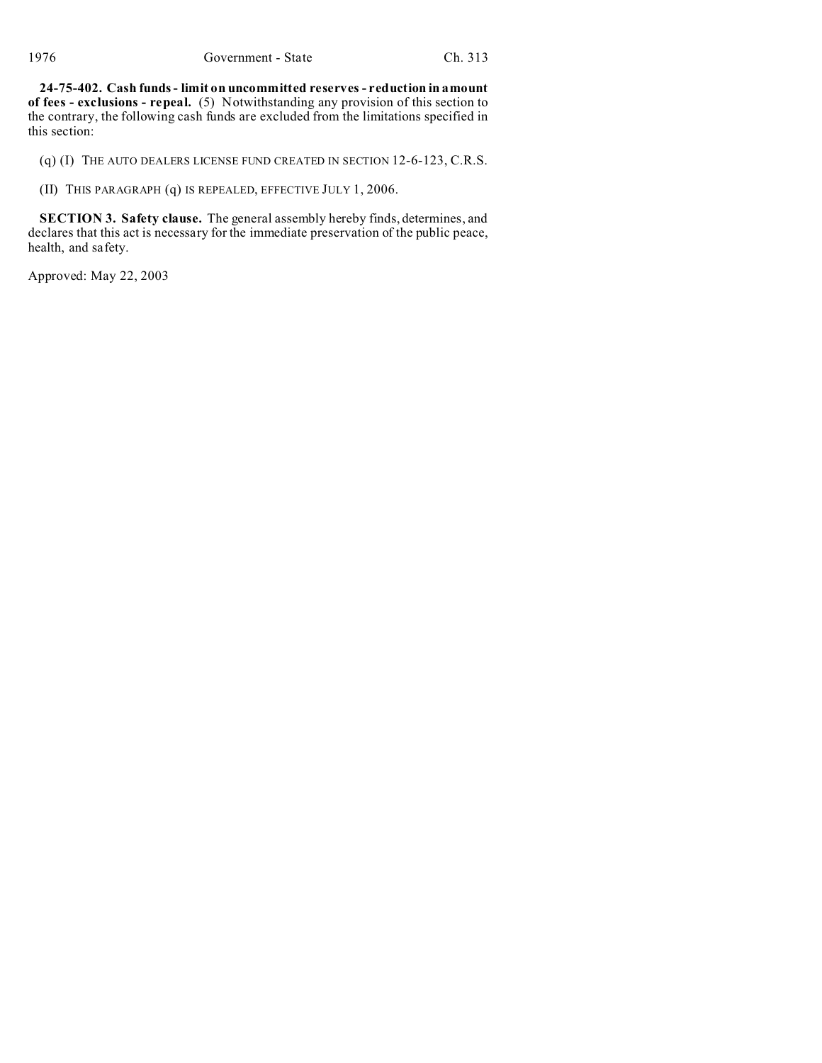**24-75-402. Cash funds - limit on uncommitted reserves - reduction in amount of fees - exclusions - repeal.** (5) Notwithstanding any provision of this section to the contrary, the following cash funds are excluded from the limitations specified in this section:

(q) (I) THE AUTO DEALERS LICENSE FUND CREATED IN SECTION 12-6-123, C.R.S.

(II) THIS PARAGRAPH (q) IS REPEALED, EFFECTIVE JULY 1, 2006.

**SECTION 3. Safety clause.** The general assembly hereby finds, determines, and declares that this act is necessary for the immediate preservation of the public peace, health, and safety.

Approved: May 22, 2003